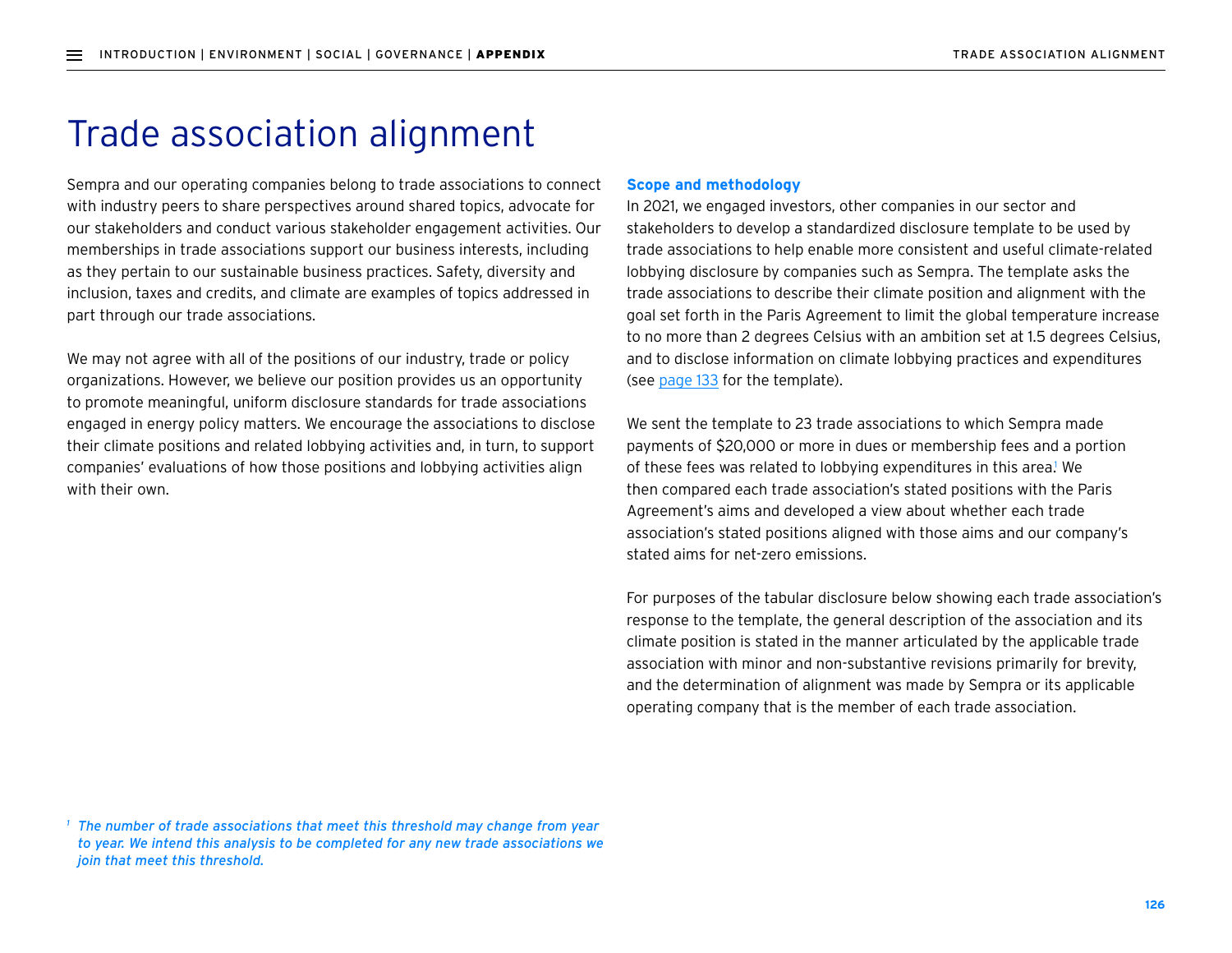# Trade association alignment

Sempra and our operating companies belong to trade associations to connect with industry peers to share perspectives around shared topics, advocate for our stakeholders and conduct various stakeholder engagement activities. Our memberships in trade associations support our business interests, including as they pertain to our sustainable business practices. Safety, diversity and inclusion, taxes and credits, and climate are examples of topics addressed in part through our trade associations.

We may not agree with all of the positions of our industry, trade or policy organizations. However, we believe our position provides us an opportunity to promote meaningful, uniform disclosure standards for trade associations engaged in energy policy matters. We encourage the associations to disclose their climate positions and related lobbying activities and, in turn, to support companies' evaluations of how those positions and lobbying activities align with their own.

### Scope and methodology

In 2021, we engaged investors, other companies in our sector and stakeholders to develop a standardized disclosure template to be used by trade associations to help enable more consistent and useful climate-related lobbying disclosure by companies such as Sempra. The template asks the trade associations to describe their climate position and alignment with the goal set forth in the Paris Agreement to limit the global temperature increase to no more than 2 degrees Celsius with an ambition set at 1.5 degrees Celsius, and to disclose information on climate lobbying practices and expenditures (see page 133 for the template).

We sent the template to 23 trade associations to which Sempra made payments of $20,000 or more in dues or membership fees and a portion of these fees was related to lobbying expenditures in this area.[1] We then compared each trade association's stated positions with the Paris Agreement's aims and developed a view about whether each trade association's stated positions aligned with those aims and our company's stated aims for net-zero emissions.

For purposes of the tabular disclosure below showing each trade association's response to the template, the general description of the association and its climate position is stated in the manner articulated by the applicable trade association with minor and non-substantive revisions primarily for brevity, and the determination of alignment was made by Sempra or its applicable operating company that is the member of each trade association.

[1] *The number of trade associations that meet this threshold may change from year to year. We intend this analysis to be completed for any new trade associations we join that meet this threshold.*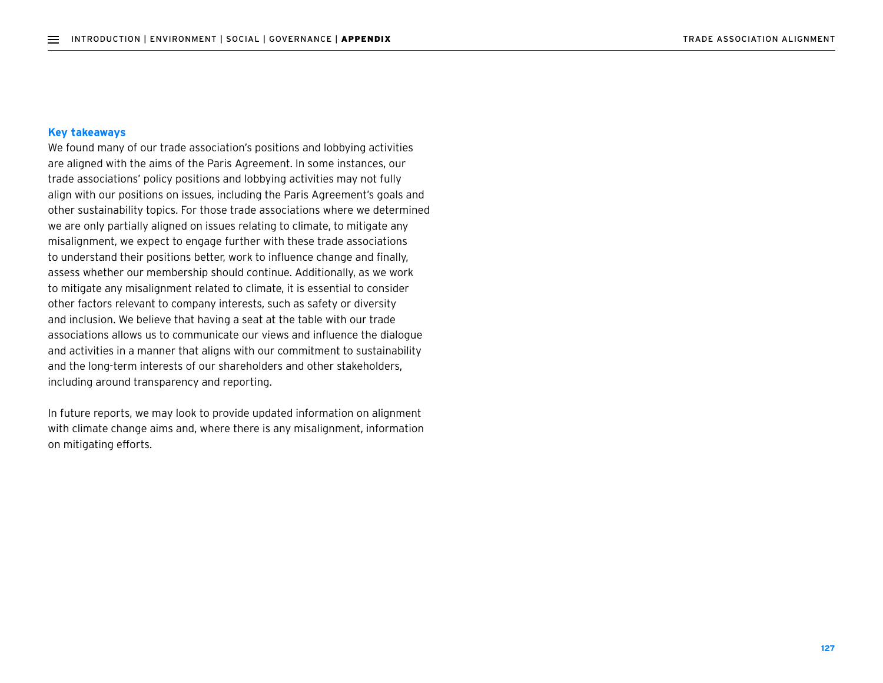**Key takeaways**

We found many of our trade association's positions and lobbying activities are aligned with the aims of the Paris Agreement. In some instances, our trade associations' policy positions and lobbying activities may not fully align with our positions on issues, including the Paris Agreement's goals and other sustainability topics. For those trade associations where we determined we are only partially aligned on issues relating to climate, to mitigate any misalignment, we expect to engage further with these trade associations to understand their positions better, work to influence change and finally, assess whether our membership should continue. Additionally, as we work to mitigate any misalignment related to climate, it is essential to consider other factors relevant to company interests, such as safety or diversity and inclusion. We believe that having a seat at the table with our trade associations allows us to communicate our views and influence the dialogue and activities in a manner that aligns with our commitment to sustainability and the long-term interests of our shareholders and other stakeholders, including around transparency and reporting.

In future reports, we may look to provide updated information on alignment with climate change aims and, where there is any misalignment, information on mitigating efforts.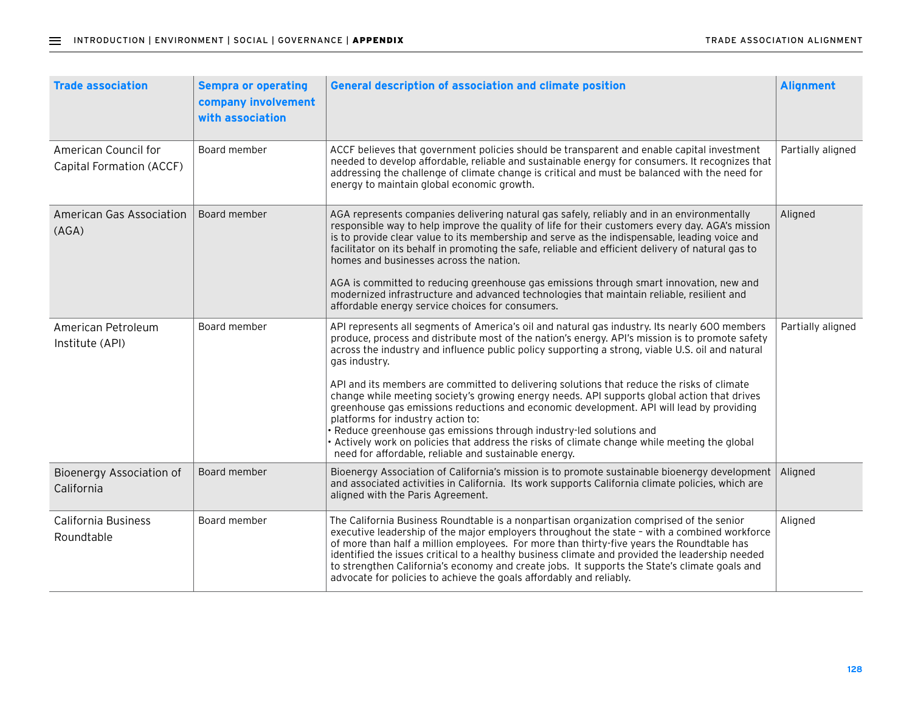| Trade association | Sempra or operating company involvement with association | General description of association and climate position | Alignment |
|---|---|---|---|
| American Council for Capital Formation (ACCF) | Board member | ACCF believes that government policies should be transparent and enable capital investment needed to develop affordable, reliable and sustainable energy for consumers. It recognizes that addressing the challenge of climate change is critical and must be balanced with the need for energy to maintain global economic growth. | Partially aligned |
| American Gas Association (AGA) | Board member | AGA represents companies delivering natural gas safely, reliably and in an environmentally responsible way to help improve the quality of life for their customers every day. AGA's mission is to provide clear value to its membership and serve as the indispensable, leading voice and facilitator on its behalf in promoting the safe, reliable and efficient delivery of natural gas to homes and businesses across the nation.<br><br>AGA is committed to reducing greenhouse gas emissions through smart innovation, new and modernized infrastructure and advanced technologies that maintain reliable, resilient and affordable energy service choices for consumers. | Aligned |
| American Petroleum Institute (API) | Board member | API represents all segments of America's oil and natural gas industry. Its nearly 600 members produce, process and distribute most of the nation's energy. API's mission is to promote safety across the industry and influence public policy supporting a strong, viable U.S. oil and natural gas industry.<br><br>API and its members are committed to delivering solutions that reduce the risks of climate change while meeting society's growing energy needs. API supports global action that drives greenhouse gas emissions reductions and economic development. API will lead by providing platforms for industry action to:<br>• Reduce greenhouse gas emissions through industry-led solutions and<br>• Actively work on policies that address the risks of climate change while meeting the global need for affordable, reliable and sustainable energy. | Partially aligned |
| Bioenergy Association of California | Board member | Bioenergy Association of California's mission is to promote sustainable bioenergy development and associated activities in California. Its work supports California climate policies, which are aligned with the Paris Agreement. | Aligned |
| California Business Roundtable | Board member | The California Business Roundtable is a nonpartisan organization comprised of the senior executive leadership of the major employers throughout the state – with a combined workforce of more than half a million employees. For more than thirty-five years the Roundtable has identified the issues critical to a healthy business climate and provided the leadership needed to strengthen California's economy and create jobs. It supports the State's climate goals and advocate for policies to achieve the goals affordably and reliably. | Aligned |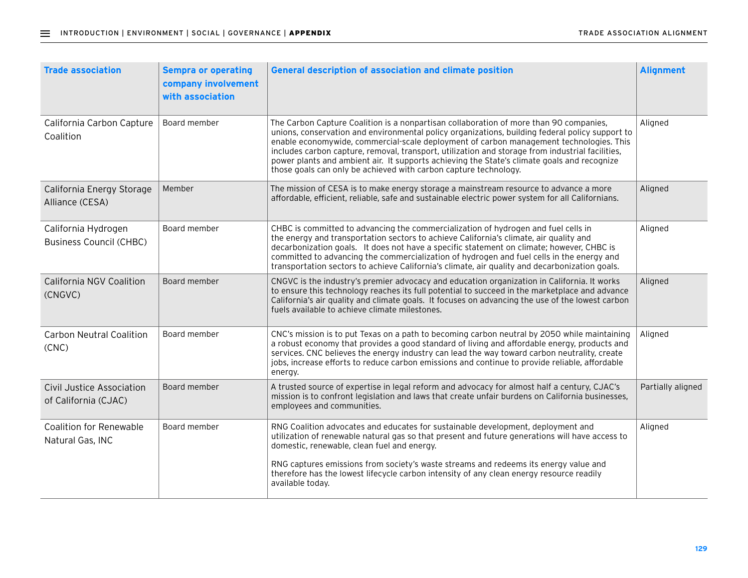| Trade association | Sempra or operating company involvement with association | General description of association and climate position | Alignment |
| --- | --- | --- | --- |
| California Carbon Capture Coalition | Board member | The Carbon Capture Coalition is a nonpartisan collaboration of more than 90 companies, unions, conservation and environmental policy organizations, building federal policy support to enable economywide, commercial-scale deployment of carbon management technologies. This includes carbon capture, removal, transport, utilization and storage from industrial facilities, power plants and ambient air. It supports achieving the State's climate goals and recognize those goals can only be achieved with carbon capture technology. | Aligned |
| California Energy Storage Alliance (CESA) | Member | The mission of CESA is to make energy storage a mainstream resource to advance a more affordable, efficient, reliable, safe and sustainable electric power system for all Californians. | Aligned |
| California Hydrogen Business Council (CHBC) | Board member | CHBC is committed to advancing the commercialization of hydrogen and fuel cells in the energy and transportation sectors to achieve California's climate, air quality and decarbonization goals. It does not have a specific statement on climate; however, CHBC is committed to advancing the commercialization of hydrogen and fuel cells in the energy and transportation sectors to achieve California's climate, air quality and decarbonization goals. | Aligned |
| California NGV Coalition (CNGVC) | Board member | CNGVC is the industry's premier advocacy and education organization in California. It works to ensure this technology reaches its full potential to succeed in the marketplace and advance California's air quality and climate goals. It focuses on advancing the use of the lowest carbon fuels available to achieve climate milestones. | Aligned |
| Carbon Neutral Coalition (CNC) | Board member | CNC's mission is to put Texas on a path to becoming carbon neutral by 2050 while maintaining a robust economy that provides a good standard of living and affordable energy, products and services. CNC believes the energy industry can lead the way toward carbon neutrality, create jobs, increase efforts to reduce carbon emissions and continue to provide reliable, affordable energy. | Aligned |
| Civil Justice Association of California (CJAC) | Board member | A trusted source of expertise in legal reform and advocacy for almost half a century, CJAC's mission is to confront legislation and laws that create unfair burdens on California businesses, employees and communities. | Partially aligned |
| Coalition for Renewable Natural Gas, INC | Board member | RNG Coalition advocates and educates for sustainable development, deployment and utilization of renewable natural gas so that present and future generations will have access to domestic, renewable, clean fuel and energy.<br><br>RNG captures emissions from society's waste streams and redeems its energy value and therefore has the lowest lifecycle carbon intensity of any clean energy resource readily available today. | Aligned |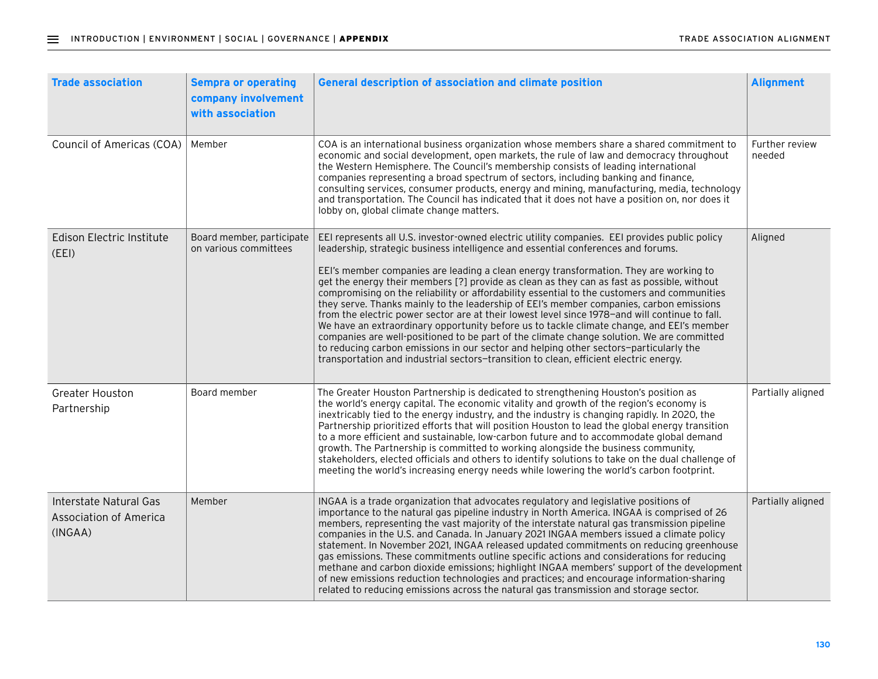| Trade association | Sempra or operating company involvement with association | General description of association and climate position | Alignment |
|---|---|---|---|
| Council of Americas (COA) | Member | COA is an international business organization whose members share a shared commitment to economic and social development, open markets, the rule of law and democracy throughout the Western Hemisphere. The Council's membership consists of leading international companies representing a broad spectrum of sectors, including banking and finance, consulting services, consumer products, energy and mining, manufacturing, media, technology and transportation. The Council has indicated that it does not have a position on, nor does it lobby on, global climate change matters. | Further review needed |
| Edison Electric Institute (EEI) | Board member, participate on various committees | EEI represents all U.S. investor-owned electric utility companies. EEI provides public policy leadership, strategic business intelligence and essential conferences and forums.<br><br>EEI's member companies are leading a clean energy transformation. They are working to get the energy their members [?] provide as clean as they can as fast as possible, without compromising on the reliability or affordability essential to the customers and communities they serve. Thanks mainly to the leadership of EEI's member companies, carbon emissions from the electric power sector are at their lowest level since 1978—and will continue to fall. We have an extraordinary opportunity before us to tackle climate change, and EEI's member companies are well-positioned to be part of the climate change solution. We are committed to reducing carbon emissions in our sector and helping other sectors—particularly the transportation and industrial sectors—transition to clean, efficient electric energy. | Aligned |
| Greater Houston Partnership | Board member | The Greater Houston Partnership is dedicated to strengthening Houston's position as the world's energy capital. The economic vitality and growth of the region's economy is inextricably tied to the energy industry, and the industry is changing rapidly. In 2020, the Partnership prioritized efforts that will position Houston to lead the global energy transition to a more efficient and sustainable, low-carbon future and to accommodate global demand growth. The Partnership is committed to working alongside the business community, stakeholders, elected officials and others to identify solutions to take on the dual challenge of meeting the world's increasing energy needs while lowering the world's carbon footprint. | Partially aligned |
| Interstate Natural Gas Association of America (INGAA) | Member | INGAA is a trade organization that advocates regulatory and legislative positions of importance to the natural gas pipeline industry in North America. INGAA is comprised of 26 members, representing the vast majority of the interstate natural gas transmission pipeline companies in the U.S. and Canada. In January 2021 INGAA members issued a climate policy statement. In November 2021, INGAA released updated commitments on reducing greenhouse gas emissions. These commitments outline specific actions and considerations for reducing methane and carbon dioxide emissions; highlight INGAA members' support of the development of new emissions reduction technologies and practices; and encourage information-sharing related to reducing emissions across the natural gas transmission and storage sector. | Partially aligned |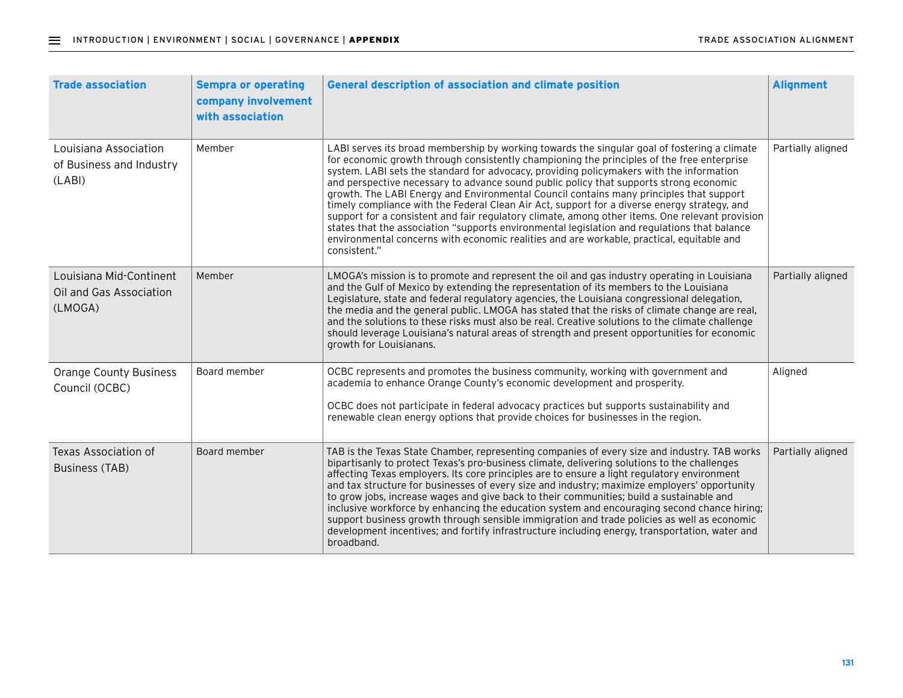| Trade association | Sempra or operating company involvement with association | General description of association and climate position | Alignment |
|---|---|---|---|
| Louisiana Association of Business and Industry (LABI) | Member | LABI serves its broad membership by working towards the singular goal of fostering a climate for economic growth through consistently championing the principles of the free enterprise system. LABI sets the standard for advocacy, providing policymakers with the information and perspective necessary to advance sound public policy that supports strong economic growth. The LABI Energy and Environmental Council contains many principles that support timely compliance with the Federal Clean Air Act, support for a diverse energy strategy, and support for a consistent and fair regulatory climate, among other items. One relevant provision states that the association "supports environmental legislation and regulations that balance environmental concerns with economic realities and are workable, practical, equitable and consistent." | Partially aligned |
| Louisiana Mid-Continent Oil and Gas Association (LMOGA) | Member | LMOGA's mission is to promote and represent the oil and gas industry operating in Louisiana and the Gulf of Mexico by extending the representation of its members to the Louisiana Legislature, state and federal regulatory agencies, the Louisiana congressional delegation, the media and the general public. LMOGA has stated that the risks of climate change are real, and the solutions to these risks must also be real. Creative solutions to the climate challenge should leverage Louisiana's natural areas of strength and present opportunities for economic growth for Louisianans. | Partially aligned |
| Orange County Business Council (OCBC) | Board member | OCBC represents and promotes the business community, working with government and academia to enhance Orange County's economic development and prosperity.<br><br>OCBC does not participate in federal advocacy practices but supports sustainability and renewable clean energy options that provide choices for businesses in the region. | Aligned |
| Texas Association of Business (TAB) | Board member | TAB is the Texas State Chamber, representing companies of every size and industry. TAB works bipartisanly to protect Texas's pro-business climate, delivering solutions to the challenges affecting Texas employers. Its core principles are to ensure a light regulatory environment and tax structure for businesses of every size and industry; maximize employers' opportunity to grow jobs, increase wages and give back to their communities; build a sustainable and inclusive workforce by enhancing the education system and encouraging second chance hiring; support business growth through sensible immigration and trade policies as well as economic development incentives; and fortify infrastructure including energy, transportation, water and broadband. | Partially aligned |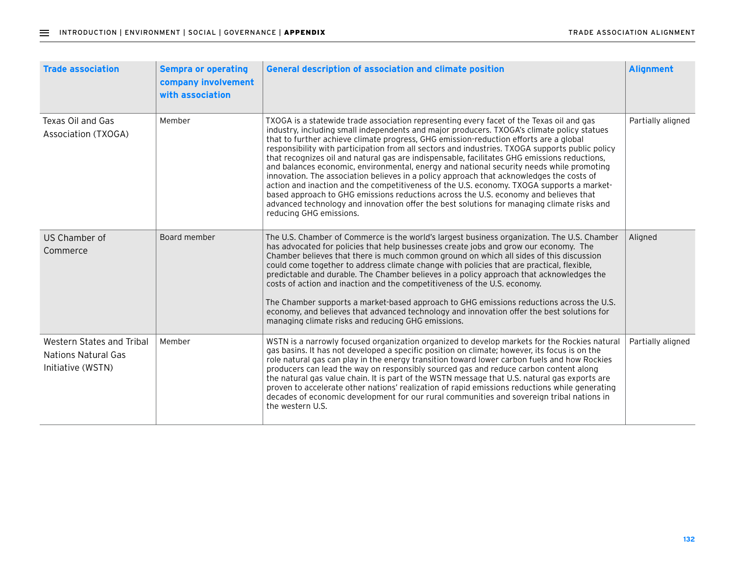| Trade association | Sempra or operating company involvement with association | General description of association and climate position | Alignment |
|---|---|---|---|
| Texas Oil and Gas Association (TXOGA) | Member | TXOGA is a statewide trade association representing every facet of the Texas oil and gas industry, including small independents and major producers. TXOGA's climate policy statues that to further achieve climate progress, GHG emission-reduction efforts are a global responsibility with participation from all sectors and industries. TXOGA supports public policy that recognizes oil and natural gas are indispensable, facilitates GHG emissions reductions, and balances economic, environmental, energy and national security needs while promoting innovation. The association believes in a policy approach that acknowledges the costs of action and inaction and the competitiveness of the U.S. economy. TXOGA supports a market-based approach to GHG emissions reductions across the U.S. economy and believes that advanced technology and innovation offer the best solutions for managing climate risks and reducing GHG emissions. | Partially aligned |
| US Chamber of Commerce | Board member | The U.S. Chamber of Commerce is the world's largest business organization. The U.S. Chamber has advocated for policies that help businesses create jobs and grow our economy. The Chamber believes that there is much common ground on which all sides of this discussion could come together to address climate change with policies that are practical, flexible, predictable and durable. The Chamber believes in a policy approach that acknowledges the costs of action and inaction and the competitiveness of the U.S. economy.<br><br>The Chamber supports a market-based approach to GHG emissions reductions across the U.S. economy, and believes that advanced technology and innovation offer the best solutions for managing climate risks and reducing GHG emissions. | Aligned |
| Western States and Tribal Nations Natural Gas Initiative (WSTN) | Member | WSTN is a narrowly focused organization organized to develop markets for the Rockies natural gas basins. It has not developed a specific position on climate; however, its focus is on the role natural gas can play in the energy transition toward lower carbon fuels and how Rockies producers can lead the way on responsibly sourced gas and reduce carbon content along the natural gas value chain. It is part of the WSTN message that U.S. natural gas exports are proven to accelerate other nations' realization of rapid emissions reductions while generating decades of economic development for our rural communities and sovereign tribal nations in the western U.S. | Partially aligned |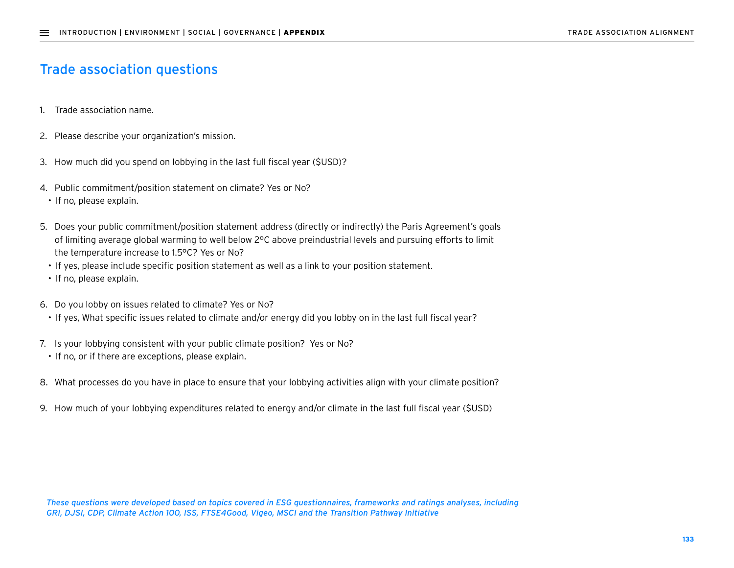## Trade association questions

1. Trade association name.

2. Please describe your organization's mission.

3. How much did you spend on lobbying in the last full fiscal year ($USD)?

4. Public commitment/position statement on climate? Yes or No?
   - If no, please explain.

5. Does your public commitment/position statement address (directly or indirectly) the Paris Agreement's goals of limiting average global warming to well below 2°C above preindustrial levels and pursuing efforts to limit the temperature increase to 1.5°C? Yes or No?
   - If yes, please include specific position statement as well as a link to your position statement.
   - If no, please explain.

6. Do you lobby on issues related to climate? Yes or No?
   - If yes, What specific issues related to climate and/or energy did you lobby on in the last full fiscal year?

7. Is your lobbying consistent with your public climate position? Yes or No?
   - If no, or if there are exceptions, please explain.

8. What processes do you have in place to ensure that your lobbying activities align with your climate position?

9. How much of your lobbying expenditures related to energy and/or climate in the last full fiscal year ($USD)

*These questions were developed based on topics covered in ESG questionnaires, frameworks and ratings analyses, including GRI, DJSI, CDP, Climate Action 100, ISS, FTSE4Good, Vigeo, MSCI and the Transition Pathway Initiative*